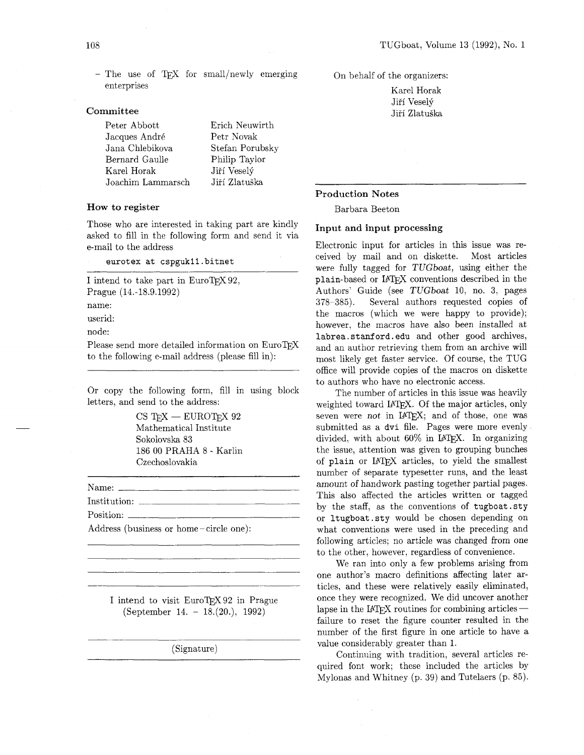– The use of TeX for small/newly emerging enterprises

### Committee

| | |
|---|---|
| Peter Abbott | Erich Neuwirth |
| Jacques André | Petr Novak |
| Jana Chlebikova | Stefan Porubsky |
| Bernard Gaulle | Philip Taylor |
| Karel Horak | Jiří Veselý |
| Joachim Lammarsch | Jiří Zlatuška |

### How to register

Those who are interested in taking part are kindly asked to fill in the following form and send it via e-mail to the address

`eurotex at cspguk11.bitnet`

---

I intend to take part in EuroTeX 92, Prague (14.-18.9.1992)

name:

userid:

node:

Please send more detailed information on EuroTeX to the following e-mail address (please fill in):

---

Or copy the following form, fill in using block letters, and send to the address:

CS TeX — EUROTeX 92
Mathematical Institute
Sokolovska 83
186 00 PRAHA 8 - Karlin
Czechoslovakia

---

Name: \_\_\_\_\_\_\_\_\_\_\_\_\_\_\_\_\_\_\_\_

Institution: \_\_\_\_\_\_\_\_\_\_\_\_\_\_\_\_\_\_\_\_

Position: \_\_\_\_\_\_\_\_\_\_\_\_\_\_\_\_\_\_\_\_

Address (business or home – circle one):

\_\_\_\_\_\_\_\_\_\_\_\_\_\_\_\_\_\_\_\_

\_\_\_\_\_\_\_\_\_\_\_\_\_\_\_\_\_\_\_\_

\_\_\_\_\_\_\_\_\_\_\_\_\_\_\_\_\_\_\_\_

\_\_\_\_\_\_\_\_\_\_\_\_\_\_\_\_\_\_\_\_

I intend to visit EuroTeX 92 in Prague (September 14. – 18.(20.), 1992)

\_\_\_\_\_\_\_\_\_\_\_\_\_\_\_\_\_\_\_\_

(Signature)

---

On behalf of the organizers:

Karel Horak
Jiří Veselý
Jiří Zlatuška

---

## Production Notes

Barbara Beeton

### Input and input processing

Electronic input for articles in this issue was received by mail and on diskette. Most articles were fully tagged for *TUGboat*, using either the `plain`-based or LaTeX conventions described in the Authors' Guide (see *TUGboat* 10, no. 3, pages 378–385). Several authors requested copies of the macros (which we were happy to provide); however, the macros have also been installed at `labrea.stanford.edu` and other good archives, and an author retrieving them from an archive will most likely get faster service. Of course, the TUG office will provide copies of the macros on diskette to authors who have no electronic access.

The number of articles in this issue was heavily weighted toward LaTeX. Of the major articles, only seven were *not* in LaTeX; and of those, one was submitted as a `dvi` file. Pages were more evenly divided, with about 60% in LaTeX. In organizing the issue, attention was given to grouping bunches of `plain` or LaTeX articles, to yield the smallest number of separate typesetter runs, and the least amount of handwork pasting together partial pages. This also affected the articles written or tagged by the staff, as the conventions of `tugboat.sty` or `ltugboat.sty` would be chosen depending on what conventions were used in the preceding and following articles; no article was changed from one to the other, however, regardless of convenience.

We ran into only a few problems arising from one author's macro definitions affecting later articles, and these were relatively easily eliminated, once they were recognized. We did uncover another lapse in the LaTeX routines for combining articles — failure to reset the figure counter resulted in the number of the first figure in one article to have a value considerably greater than 1.

Continuing with tradition, several articles required font work; these included the articles by Mylonas and Whitney (p. 39) and Tutelaers (p. 85).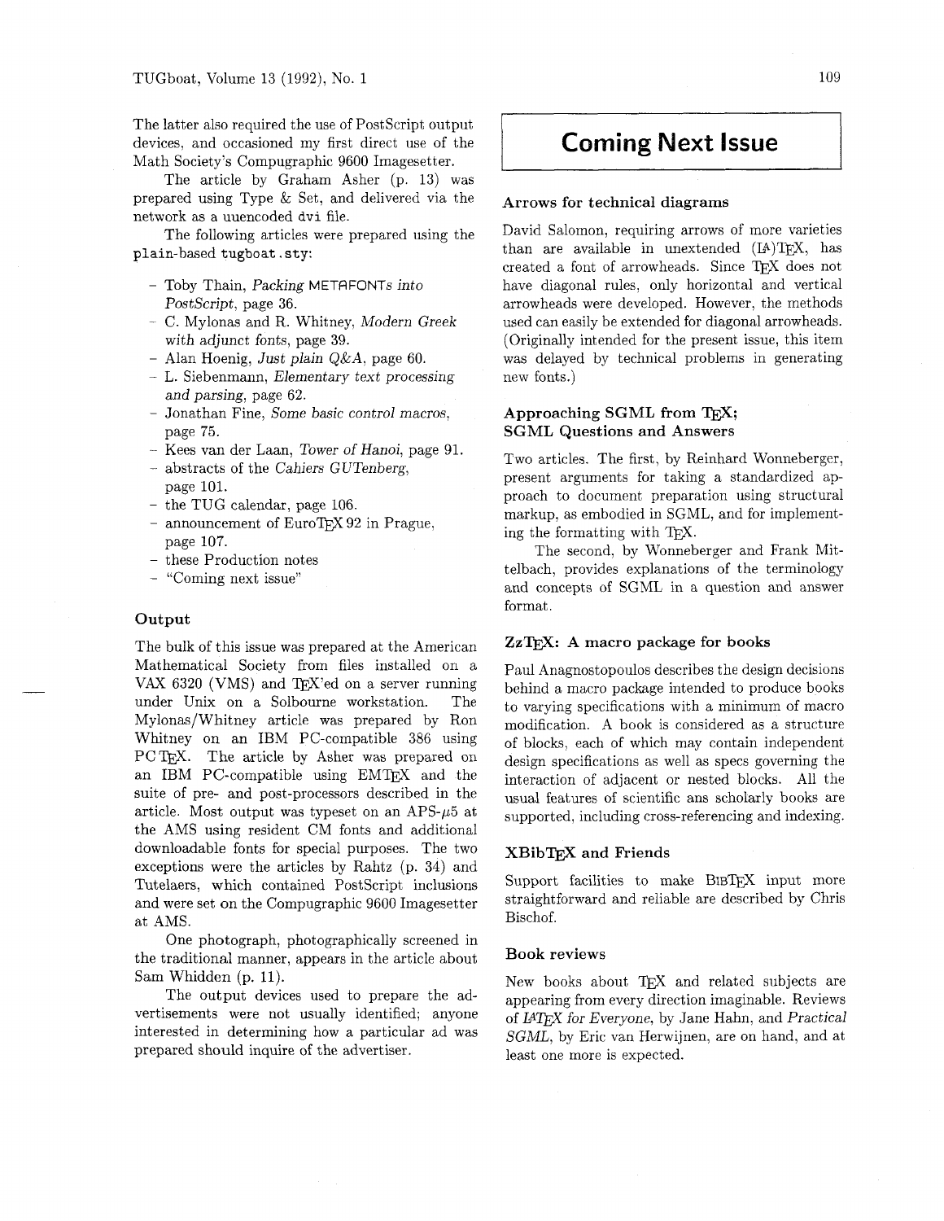The latter also required the use of PostScript output devices, and occasioned my first direct use of the Math Society's Compugraphic 9600 Imagesetter.

The article by Graham Asher (p. 13) was prepared using Type & Set, and delivered via the network as a uuencoded `dvi` file.

The following articles were prepared using the plain-based `tugboat.sty`:

- Toby Thain, *Packing* METAFONTs *into PostScript*, page 36.
- C. Mylonas and R. Whitney, *Modern Greek with adjunct fonts*, page 39.
- Alan Hoenig, *Just plain Q&A*, page 60.
- L. Siebenmann, *Elementary text processing and parsing*, page 62.
- Jonathan Fine, *Some basic control macros*, page 75.
- Kees van der Laan, *Tower of Hanoi*, page 91.
- abstracts of the *Cahiers GUTenberg*, page 101.
- the TUG calendar, page 106.
- announcement of EuroTEX 92 in Prague, page 107.
- these Production notes
- "Coming next issue"

### Output

The bulk of this issue was prepared at the American Mathematical Society from files installed on a VAX 6320 (VMS) and TEX'ed on a server running under Unix on a Solbourne workstation. The Mylonas/Whitney article was prepared by Ron Whitney on an IBM PC-compatible 386 using PCTEX. The article by Asher was prepared on an IBM PC-compatible using EMTEX and the suite of pre- and post-processors described in the article. Most output was typeset on an APS-$\mu$5 at the AMS using resident CM fonts and additional downloadable fonts for special purposes. The two exceptions were the articles by Rahtz (p. 34) and Tutelaers, which contained PostScript inclusions and were set on the Compugraphic 9600 Imagesetter at AMS.

One photograph, photographically screened in the traditional manner, appears in the article about Sam Whidden (p. 11).

The output devices used to prepare the advertisements were not usually identified; anyone interested in determining how a particular ad was prepared should inquire of the advertiser.

## Coming Next Issue

### Arrows for technical diagrams

David Salomon, requiring arrows of more varieties than are available in unextended (LA)TEX, has created a font of arrowheads. Since TEX does not have diagonal rules, only horizontal and vertical arrowheads were developed. However, the methods used can easily be extended for diagonal arrowheads. (Originally intended for the present issue, this item was delayed by technical problems in generating new fonts.)

### Approaching SGML from TEX; SGML Questions and Answers

Two articles. The first, by Reinhard Wonneberger, present arguments for taking a standardized approach to document preparation using structural markup, as embodied in SGML, and for implementing the formatting with TEX.

The second, by Wonneberger and Frank Mittelbach, provides explanations of the terminology and concepts of SGML in a question and answer format.

### ZzTEX: A macro package for books

Paul Anagnostopoulos describes the design decisions behind a macro package intended to produce books to varying specifications with a minimum of macro modification. A book is considered as a structure of blocks, each of which may contain independent design specifications as well as specs governing the interaction of adjacent or nested blocks. All the usual features of scientific ans scholarly books are supported, including cross-referencing and indexing.

### XBibTEX and Friends

Support facilities to make BIBTEX input more straightforward and reliable are described by Chris Bischof.

### Book reviews

New books about TEX and related subjects are appearing from every direction imaginable. Reviews of *LATEX for Everyone*, by Jane Hahn, and *Practical SGML*, by Eric van Herwijnen, are on hand, and at least one more is expected.